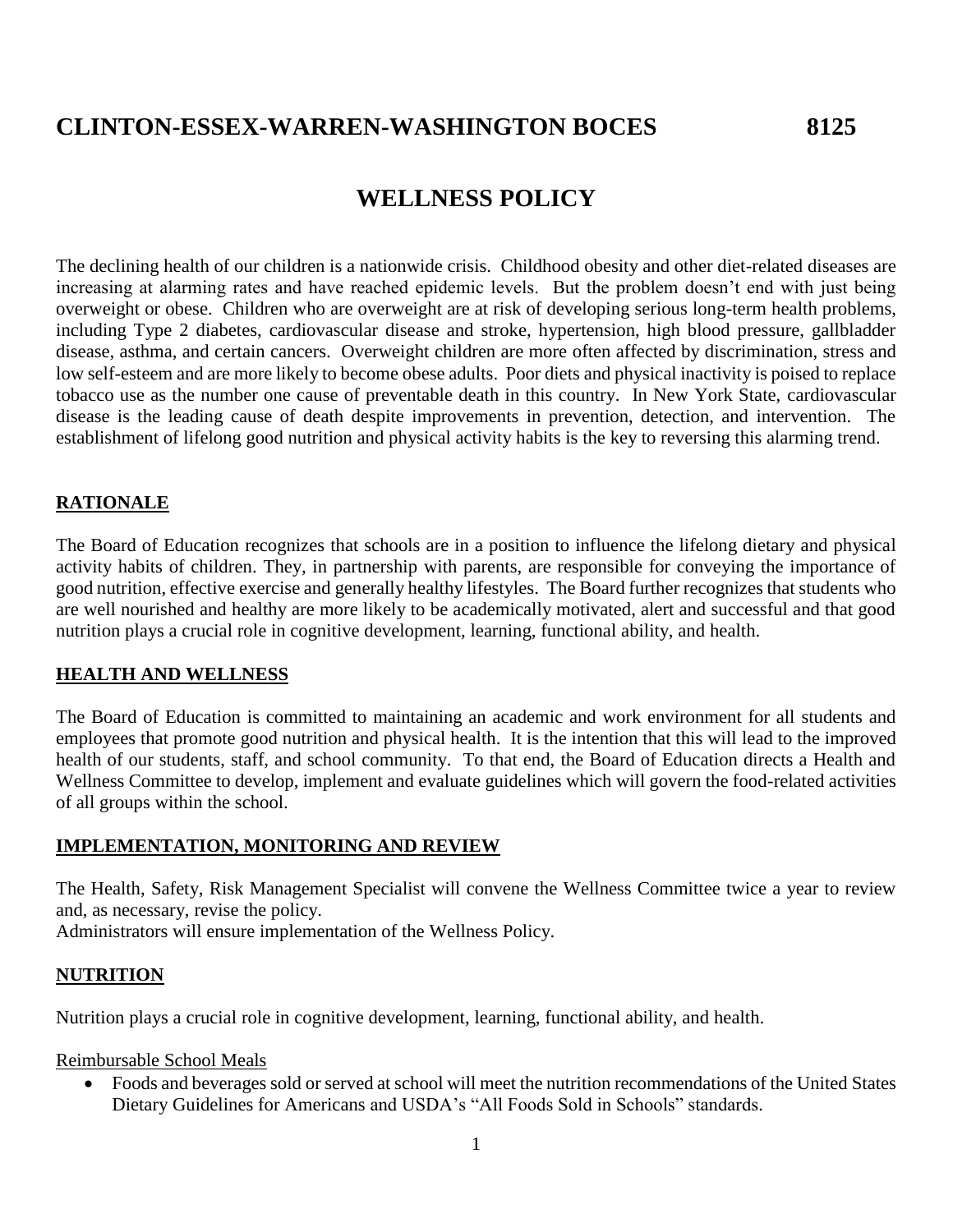# CLINTON-ESSEX-WARREN-WASHINGTON BOCES 8125

## WELLNESS POLICY

The declining health of our children is a nationwide crisis. Childhood obesity and other diet-related diseases are increasing at alarming rates and have reached epidemic levels. But the problem doesn't end with just being overweight or obese. Children who are overweight are at risk of developing serious long-term health problems, including Type 2 diabetes, cardiovascular disease and stroke, hypertension, high blood pressure, gallbladder disease, asthma, and certain cancers. Overweight children are more often affected by discrimination, stress and low self-esteem and are more likely to become obese adults. Poor diets and physical inactivity is poised to replace tobacco use as the number one cause of preventable death in this country. In New York State, cardiovascular disease is the leading cause of death despite improvements in prevention, detection, and intervention. The establishment of lifelong good nutrition and physical activity habits is the key to reversing this alarming trend.

### RATIONALE

The Board of Education recognizes that schools are in a position to influence the lifelong dietary and physical activity habits of children. They, in partnership with parents, are responsible for conveying the importance of good nutrition, effective exercise and generally healthy lifestyles. The Board further recognizes that students who are well nourished and healthy are more likely to be academically motivated, alert and successful and that good nutrition plays a crucial role in cognitive development, learning, functional ability, and health.

### HEALTH AND WELLNESS

The Board of Education is committed to maintaining an academic and work environment for all students and employees that promote good nutrition and physical health. It is the intention that this will lead to the improved health of our students, staff, and school community. To that end, the Board of Education directs a Health and Wellness Committee to develop, implement and evaluate guidelines which will govern the food-related activities of all groups within the school.

### IMPLEMENTATION, MONITORING AND REVIEW

The Health, Safety, Risk Management Specialist will convene the Wellness Committee twice a year to review and, as necessary, revise the policy.
Administrators will ensure implementation of the Wellness Policy.

### NUTRITION

Nutrition plays a crucial role in cognitive development, learning, functional ability, and health.

Reimbursable School Meals

- Foods and beverages sold or served at school will meet the nutrition recommendations of the United States Dietary Guidelines for Americans and USDA's "All Foods Sold in Schools" standards.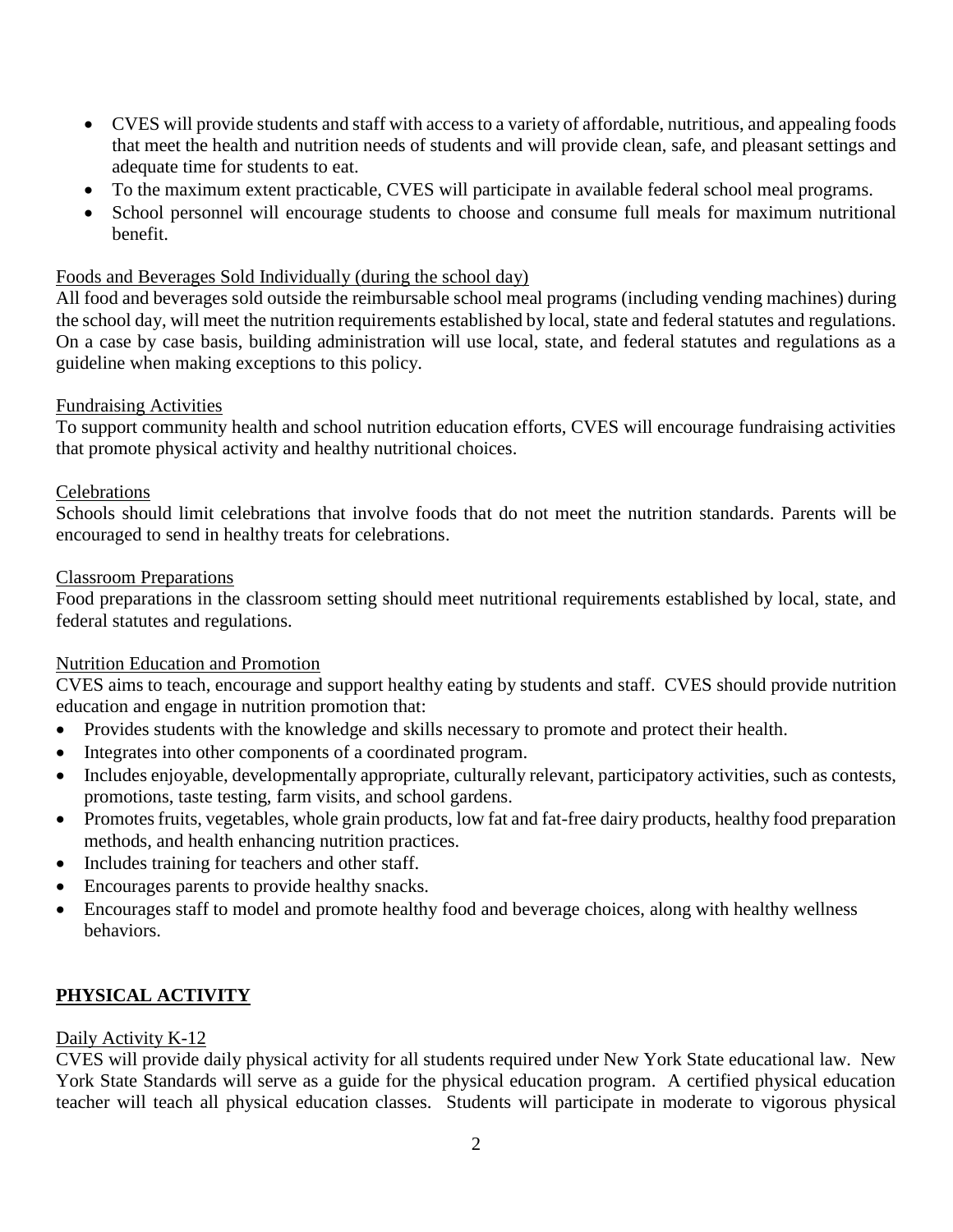- CVES will provide students and staff with access to a variety of affordable, nutritious, and appealing foods that meet the health and nutrition needs of students and will provide clean, safe, and pleasant settings and adequate time for students to eat.
- To the maximum extent practicable, CVES will participate in available federal school meal programs.
- School personnel will encourage students to choose and consume full meals for maximum nutritional benefit.

Foods and Beverages Sold Individually (during the school day)

All food and beverages sold outside the reimbursable school meal programs (including vending machines) during the school day, will meet the nutrition requirements established by local, state and federal statutes and regulations. On a case by case basis, building administration will use local, state, and federal statutes and regulations as a guideline when making exceptions to this policy.

Fundraising Activities

To support community health and school nutrition education efforts, CVES will encourage fundraising activities that promote physical activity and healthy nutritional choices.

Celebrations

Schools should limit celebrations that involve foods that do not meet the nutrition standards. Parents will be encouraged to send in healthy treats for celebrations.

Classroom Preparations

Food preparations in the classroom setting should meet nutritional requirements established by local, state, and federal statutes and regulations.

Nutrition Education and Promotion

CVES aims to teach, encourage and support healthy eating by students and staff. CVES should provide nutrition education and engage in nutrition promotion that:

- Provides students with the knowledge and skills necessary to promote and protect their health.
- Integrates into other components of a coordinated program.
- Includes enjoyable, developmentally appropriate, culturally relevant, participatory activities, such as contests, promotions, taste testing, farm visits, and school gardens.
- Promotes fruits, vegetables, whole grain products, low fat and fat-free dairy products, healthy food preparation methods, and health enhancing nutrition practices.
- Includes training for teachers and other staff.
- Encourages parents to provide healthy snacks.
- Encourages staff to model and promote healthy food and beverage choices, along with healthy wellness behaviors.

## PHYSICAL ACTIVITY

Daily Activity K-12

CVES will provide daily physical activity for all students required under New York State educational law. New York State Standards will serve as a guide for the physical education program. A certified physical education teacher will teach all physical education classes. Students will participate in moderate to vigorous physical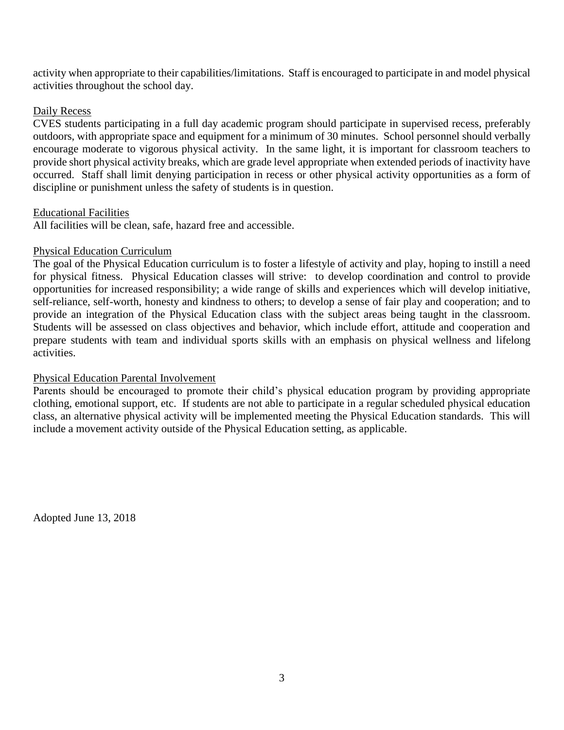activity when appropriate to their capabilities/limitations. Staff is encouraged to participate in and model physical activities throughout the school day.

Daily Recess

CVES students participating in a full day academic program should participate in supervised recess, preferably outdoors, with appropriate space and equipment for a minimum of 30 minutes. School personnel should verbally encourage moderate to vigorous physical activity. In the same light, it is important for classroom teachers to provide short physical activity breaks, which are grade level appropriate when extended periods of inactivity have occurred. Staff shall limit denying participation in recess or other physical activity opportunities as a form of discipline or punishment unless the safety of students is in question.

Educational Facilities

All facilities will be clean, safe, hazard free and accessible.

Physical Education Curriculum

The goal of the Physical Education curriculum is to foster a lifestyle of activity and play, hoping to instill a need for physical fitness. Physical Education classes will strive: to develop coordination and control to provide opportunities for increased responsibility; a wide range of skills and experiences which will develop initiative, self-reliance, self-worth, honesty and kindness to others; to develop a sense of fair play and cooperation; and to provide an integration of the Physical Education class with the subject areas being taught in the classroom. Students will be assessed on class objectives and behavior, which include effort, attitude and cooperation and prepare students with team and individual sports skills with an emphasis on physical wellness and lifelong activities.

Physical Education Parental Involvement

Parents should be encouraged to promote their child's physical education program by providing appropriate clothing, emotional support, etc. If students are not able to participate in a regular scheduled physical education class, an alternative physical activity will be implemented meeting the Physical Education standards. This will include a movement activity outside of the Physical Education setting, as applicable.

Adopted June 13, 2018